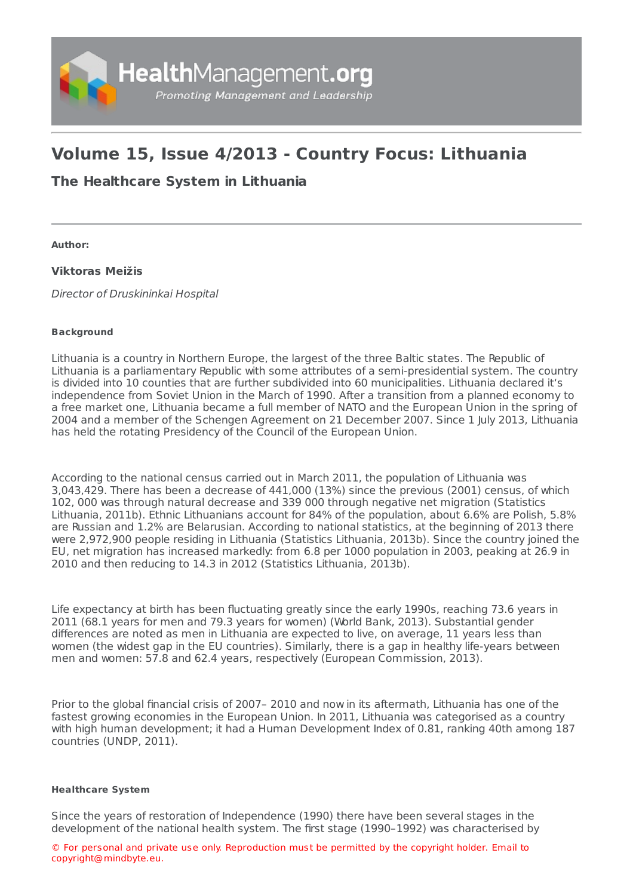# Volume 15, Issue 4/2013 - Country Focus: Lithuania

## The Healthcare System in Lithuania

**Author:**

**Viktoras Meižis**

*Director of Druskininkai Hospital*

**Background**

Lithuania is a country in Northern Europe, the largest of the three Baltic states. The Republic of Lithuania is a parliamentary Republic with some attributes of a semi-presidential system. The country is divided into 10 counties that are further subdivided into 60 municipalities. Lithuania declared it's independence from Soviet Union in the March of 1990. After a transition from a planned economy to a free market one, Lithuania became a full member of NATO and the European Union in the spring of 2004 and a member of the Schengen Agreement on 21 December 2007. Since 1 July 2013, Lithuania has held the rotating Presidency of the Council of the European Union.

According to the national census carried out in March 2011, the population of Lithuania was 3,043,429. There has been a decrease of 441,000 (13%) since the previous (2001) census, of which 102, 000 was through natural decrease and 339 000 through negative net migration (Statistics Lithuania, 2011b). Ethnic Lithuanians account for 84% of the population, about 6.6% are Polish, 5.8% are Russian and 1.2% are Belarusian. According to national statistics, at the beginning of 2013 there were 2,972,900 people residing in Lithuania (Statistics Lithuania, 2013b). Since the country joined the EU, net migration has increased markedly: from 6.8 per 1000 population in 2003, peaking at 26.9 in 2010 and then reducing to 14.3 in 2012 (Statistics Lithuania, 2013b).

Life expectancy at birth has been fluctuating greatly since the early 1990s, reaching 73.6 years in 2011 (68.1 years for men and 79.3 years for women) (World Bank, 2013). Substantial gender differences are noted as men in Lithuania are expected to live, on average, 11 years less than women (the widest gap in the EU countries). Similarly, there is a gap in healthy life-years between men and women: 57.8 and 62.4 years, respectively (European Commission, 2013).

Prior to the global financial crisis of 2007– 2010 and now in its aftermath, Lithuania has one of the fastest growing economies in the European Union. In 2011, Lithuania was categorised as a country with high human development; it had a Human Development Index of 0.81, ranking 40th among 187 countries (UNDP, 2011).

**Healthcare System**

Since the years of restoration of Independence (1990) there have been several stages in the development of the national health system. The first stage (1990–1992) was characterised by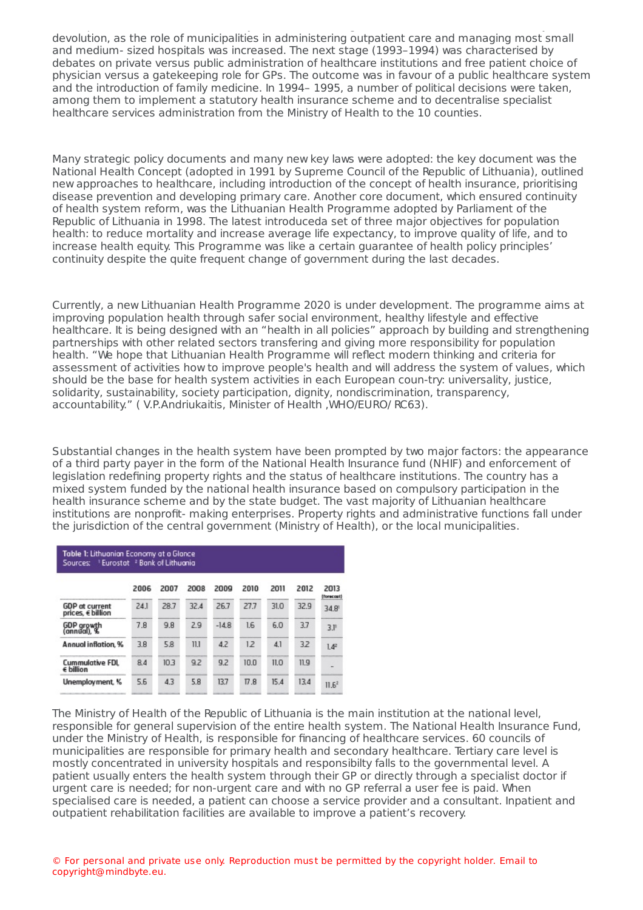devolution, as the role of municipalities in administering outpatient care and managing most small and medium- sized hospitals was increased. The next stage (1993–1994) was characterised by debates on private versus public administration of healthcare institutions and free patient choice of physician versus a gatekeeping role for GPs. The outcome was in favour of a public healthcare system and the introduction of family medicine. In 1994– 1995, a number of political decisions were taken, among them to implement a statutory health insurance scheme and to decentralise specialist healthcare services administration from the Ministry of Health to the 10 counties.

Many strategic policy documents and many new key laws were adopted: the key document was the National Health Concept (adopted in 1991 by Supreme Council of the Republic of Lithuania), outlined new approaches to healthcare, including introduction of the concept of health insurance, prioritising disease prevention and developing primary care. Another core document, which ensured continuity of health system reform, was the Lithuanian Health Programme adopted by Parliament of the Republic of Lithuania in 1998. The latest introduceda set of three major objectives for population health: to reduce mortality and increase average life expectancy, to improve quality of life, and to increase health equity. This Programme was like a certain guarantee of health policy principles' continuity despite the quite frequent change of government during the last decades.

Currently, a new Lithuanian Health Programme 2020 is under development. The programme aims at improving population health through safer social environment, healthy lifestyle and effective healthcare. It is being designed with an "health in all policies" approach by building and strengthening partnerships with other related sectors transfering and giving more responsibility for population health. "We hope that Lithuanian Health Programme will reflect modern thinking and criteria for assessment of activities how to improve people's health and will address the system of values, which should be the base for health system activities in each European coun-try: universality, justice, solidarity, sustainability, society participation, dignity, nondiscrimination, transparency, accountability." ( V.P.Andriukaitis, Minister of Health ,WHO/EURO/ RC63).

Substantial changes in the health system have been prompted by two major factors: the appearance of a third party payer in the form of the National Health Insurance fund (NHIF) and enforcement of legislation redefining property rights and the status of healthcare institutions. The country has a mixed system funded by the national health insurance based on compulsory participation in the health insurance scheme and by the state budget. The vast majority of Lithuanian healthcare institutions are nonprofit- making enterprises. Property rights and administrative functions fall under the jurisdiction of the central government (Ministry of Health), or the local municipalities.

**Table 1: Lithuanian Economy at a Glance**
Sources: [1] Eurostat [2] Bank of Lithuania

| | 2006 | 2007 | 2008 | 2009 | 2010 | 2011 | 2012 | 2013 (forecast) |
|---|---|---|---|---|---|---|---|---|
| GDP at current prices, € billion | 24.1 | 28.7 | 32.4 | 26.7 | 27.7 | 31.0 | 32.9 | 34.8[1] |
| GDP growth (annual), % | 7.8 | 9.8 | 2.9 | -14.8 | 1.6 | 6.0 | 3.7 | 3.1[1] |
| Annual inflation, % | 3.8 | 5.8 | 11.1 | 4.2 | 1.2 | 4.1 | 3.2 | 1.4[2] |
| Cummulative FDI, € billion | 8.4 | 10.3 | 9.2 | 9.2 | 10.0 | 11.0 | 11.9 | - |
| Unemployment, % | 5.6 | 4.3 | 5.8 | 13.7 | 17.8 | 15.4 | 13.4 | 11.6[2] |

The Ministry of Health of the Republic of Lithuania is the main institution at the national level, responsible for general supervision of the entire health system. The National Health Insurance Fund, under the Ministry of Health, is responsible for financing of healthcare services. 60 councils of municipalities are responsible for primary health and secondary healthcare. Tertiary care level is mostly concentrated in university hospitals and responsibilty falls to the governmental level. A patient usually enters the health system through their GP or directly through a specialist doctor if urgent care is needed; for non-urgent care and with no GP referral a user fee is paid. When specialised care is needed, a patient can choose a service provider and a consultant. Inpatient and outpatient rehabilitation facilities are available to improve a patient's recovery.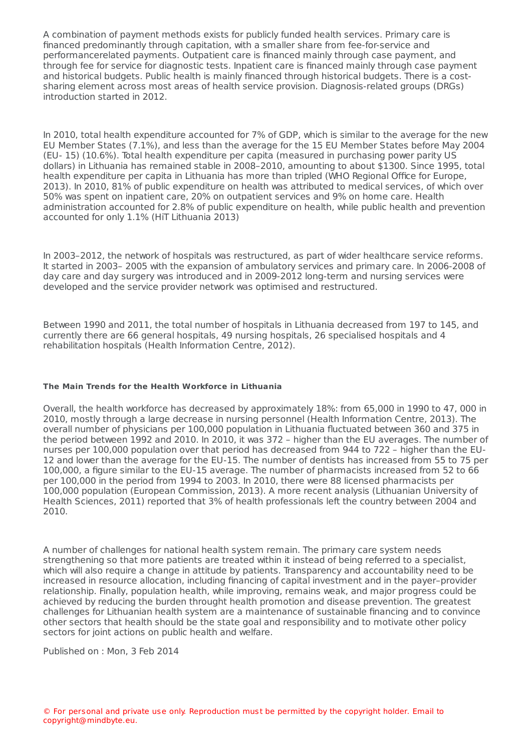A combination of payment methods exists for publicly funded health services. Primary care is financed predominantly through capitation, with a smaller share from fee-for-service and performancerelated payments. Outpatient care is financed mainly through case payment, and through fee for service for diagnostic tests. Inpatient care is financed mainly through case payment and historical budgets. Public health is mainly financed through historical budgets. There is a cost-sharing element across most areas of health service provision. Diagnosis-related groups (DRGs) introduction started in 2012.

In 2010, total health expenditure accounted for 7% of GDP, which is similar to the average for the new EU Member States (7.1%), and less than the average for the 15 EU Member States before May 2004 (EU- 15) (10.6%). Total health expenditure per capita (measured in purchasing power parity US dollars) in Lithuania has remained stable in 2008–2010, amounting to about $1300. Since 1995, total health expenditure per capita in Lithuania has more than tripled (WHO Regional Office for Europe, 2013). In 2010, 81% of public expenditure on health was attributed to medical services, of which over 50% was spent on inpatient care, 20% on outpatient services and 9% on home care. Health administration accounted for 2.8% of public expenditure on health, while public health and prevention accounted for only 1.1% (HiT Lithuania 2013)

In 2003–2012, the network of hospitals was restructured, as part of wider healthcare service reforms. It started in 2003– 2005 with the expansion of ambulatory services and primary care. In 2006-2008 of day care and day surgery was introduced and in 2009-2012 long-term and nursing services were developed and the service provider network was optimised and restructured.

Between 1990 and 2011, the total number of hospitals in Lithuania decreased from 197 to 145, and currently there are 66 general hospitals, 49 nursing hospitals, 26 specialised hospitals and 4 rehabilitation hospitals (Health Information Centre, 2012).

#### The Main Trends for the Health Workforce in Lithuania

Overall, the health workforce has decreased by approximately 18%: from 65,000 in 1990 to 47, 000 in 2010, mostly through a large decrease in nursing personnel (Health Information Centre, 2013). The overall number of physicians per 100,000 population in Lithuania fluctuated between 360 and 375 in the period between 1992 and 2010. In 2010, it was 372 – higher than the EU averages. The number of nurses per 100,000 population over that period has decreased from 944 to 722 – higher than the EU-12 and lower than the average for the EU-15. The number of dentists has increased from 55 to 75 per 100,000, a figure similar to the EU-15 average. The number of pharmacists increased from 52 to 66 per 100,000 in the period from 1994 to 2003. In 2010, there were 88 licensed pharmacists per 100,000 population (European Commission, 2013). A more recent analysis (Lithuanian University of Health Sciences, 2011) reported that 3% of health professionals left the country between 2004 and 2010.

A number of challenges for national health system remain. The primary care system needs strengthening so that more patients are treated within it instead of being referred to a specialist, which will also require a change in attitude by patients. Transparency and accountability need to be increased in resource allocation, including financing of capital investment and in the payer–provider relationship. Finally, population health, while improving, remains weak, and major progress could be achieved by reducing the burden throught health promotion and disease prevention. The greatest challenges for Lithuanian health system are a maintenance of sustainable financing and to convince other sectors that health should be the state goal and responsibility and to motivate other policy sectors for joint actions on public health and welfare.

Published on : Mon, 3 Feb 2014

© For personal and private use only. Reproduction must be permitted by the copyright holder. Email to copyright@mindbyte.eu.